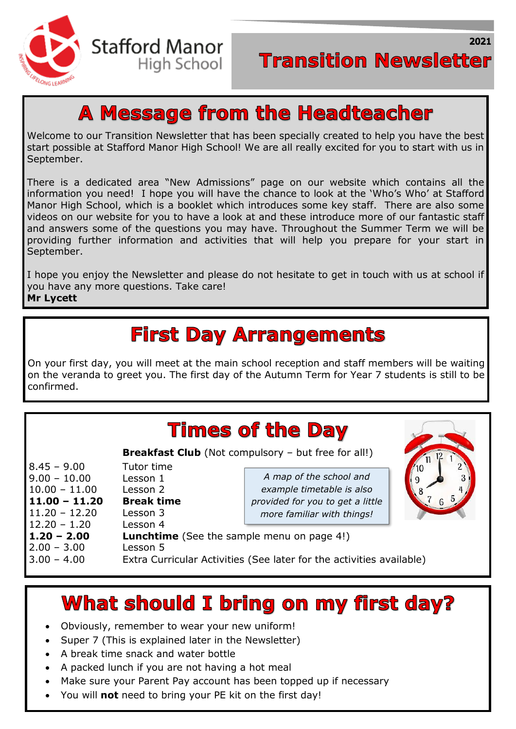Stafford Manor High School

2021

# Transition Newsletter

## A Message from the Headteacher

Welcome to our Transition Newsletter that has been specially created to help you have the best start possible at Stafford Manor High School! We are all really excited for you to start with us in September.

There is a dedicated area "New Admissions" page on our website which contains all the information you need! I hope you will have the chance to look at the 'Who's Who' at Stafford Manor High School, which is a booklet which introduces some key staff. There are also some videos on our website for you to have a look at and these introduce more of our fantastic staff and answers some of the questions you may have. Throughout the Summer Term we will be providing further information and activities that will help you prepare for your start in September.

I hope you enjoy the Newsletter and please do not hesitate to get in touch with us at school if you have any more questions. Take care!

**Mr Lycett**

## First Day Arrangements

On your first day, you will meet at the main school reception and staff members will be waiting on the veranda to greet you. The first day of the Autumn Term for Year 7 students is still to be confirmed.

## Times of the Day

| | |
|---|---|
| | **Breakfast Club** (Not compulsory – but free for all!) |
| 8.45 – 9.00 | Tutor time |
| 9.00 – 10.00 | Lesson 1 |
| 10.00 – 11.00 | Lesson 2 |
| **11.00 – 11.20** | **Break time** |
| 11.20 – 12.20 | Lesson 3 |
| 12.20 – 1.20 | Lesson 4 |
| **1.20 – 2.00** | **Lunchtime** (See the sample menu on page 4!) |
| 2.00 – 3.00 | Lesson 5 |
| 3.00 – 4.00 | Extra Curricular Activities (See later for the activities available) |

*A map of the school and example timetable is also provided for you to get a little more familiar with things!*

## What should I bring on my first day?

- Obviously, remember to wear your new uniform!
- Super 7 (This is explained later in the Newsletter)
- A break time snack and water bottle
- A packed lunch if you are not having a hot meal
- Make sure your Parent Pay account has been topped up if necessary
- You will **not** need to bring your PE kit on the first day!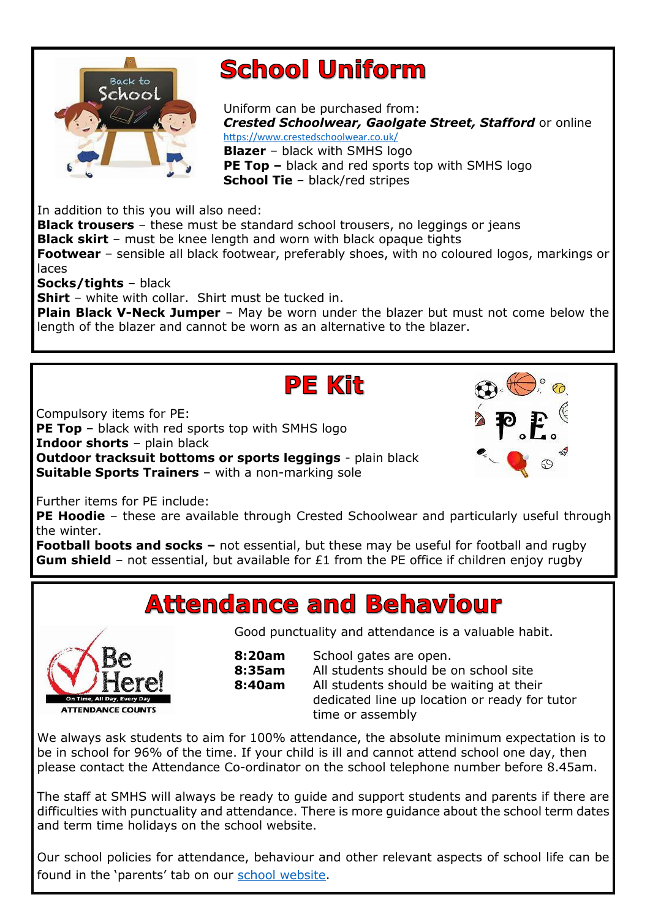# School Uniform

Uniform can be purchased from:
***Crested Schoolwear, Gaolgate Street, Stafford*** or online
https://www.crestedschoolwear.co.uk/
**Blazer** – black with SMHS logo
**PE Top –** black and red sports top with SMHS logo
**School Tie** – black/red stripes

In addition to this you will also need:
**Black trousers** – these must be standard school trousers, no leggings or jeans
**Black skirt** – must be knee length and worn with black opaque tights
**Footwear** – sensible all black footwear, preferably shoes, with no coloured logos, markings or laces
**Socks/tights** – black
**Shirt** – white with collar. Shirt must be tucked in.
**Plain Black V-Neck Jumper** – May be worn under the blazer but must not come below the length of the blazer and cannot be worn as an alternative to the blazer.

# PE Kit

Compulsory items for PE:
**PE Top** – black with red sports top with SMHS logo
**Indoor shorts** – plain black
**Outdoor tracksuit bottoms or sports leggings** - plain black
**Suitable Sports Trainers** – with a non-marking sole

Further items for PE include:
**PE Hoodie** – these are available through Crested Schoolwear and particularly useful through the winter.
**Football boots and socks –** not essential, but these may be useful for football and rugby
**Gum shield** – not essential, but available for £1 from the PE office if children enjoy rugby

# Attendance and Behaviour

Good punctuality and attendance is a valuable habit.

| | |
|---|---|
| **8:20am** | School gates are open. |
| **8:35am** | All students should be on school site |
| **8:40am** | All students should be waiting at their dedicated line up location or ready for tutor time or assembly |

We always ask students to aim for 100% attendance, the absolute minimum expectation is to be in school for 96% of the time. If your child is ill and cannot attend school one day, then please contact the Attendance Co-ordinator on the school telephone number before 8.45am.

The staff at SMHS will always be ready to guide and support students and parents if there are difficulties with punctuality and attendance. There is more guidance about the school term dates and term time holidays on the school website.

Our school policies for attendance, behaviour and other relevant aspects of school life can be found in the 'parents' tab on our school website.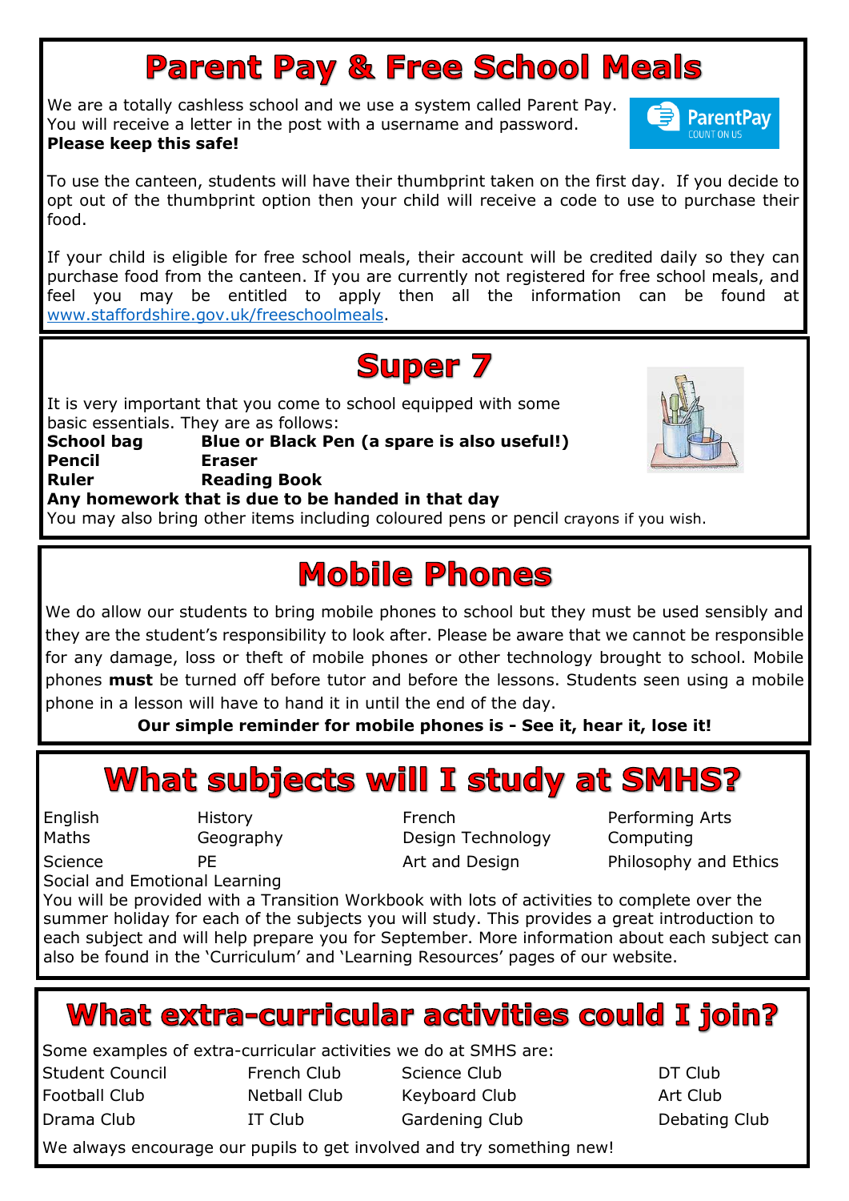# Parent Pay & Free School Meals

We are a totally cashless school and we use a system called Parent Pay. You will receive a letter in the post with a username and password. **Please keep this safe!**

To use the canteen, students will have their thumbprint taken on the first day. If you decide to opt out of the thumbprint option then your child will receive a code to use to purchase their food.

If your child is eligible for free school meals, their account will be credited daily so they can purchase food from the canteen. If you are currently not registered for free school meals, and feel you may be entitled to apply then all the information can be found at www.staffordshire.gov.uk/freeschoolmeals.

# Super 7

It is very important that you come to school equipped with some basic essentials. They are as follows:

| | |
|---|---|
| **School bag** | **Blue or Black Pen (a spare is also useful!)** |
| **Pencil** | **Eraser** |
| **Ruler** | **Reading Book** |

**Any homework that is due to be handed in that day**

You may also bring other items including coloured pens or pencil crayons if you wish.

# Mobile Phones

We do allow our students to bring mobile phones to school but they must be used sensibly and they are the student's responsibility to look after. Please be aware that we cannot be responsible for any damage, loss or theft of mobile phones or other technology brought to school. Mobile phones **must** be turned off before tutor and before the lessons. Students seen using a mobile phone in a lesson will have to hand it in until the end of the day.

**Our simple reminder for mobile phones is - See it, hear it, lose it!**

# What subjects will I study at SMHS?

| | | | |
|---|---|---|---|
| English | History | French | Performing Arts |
| Maths | Geography | Design Technology | Computing |
| Science | PE | Art and Design | Philosophy and Ethics |
| Social and Emotional Learning | | | |

You will be provided with a Transition Workbook with lots of activities to complete over the summer holiday for each of the subjects you will study. This provides a great introduction to each subject and will help prepare you for September. More information about each subject can also be found in the 'Curriculum' and 'Learning Resources' pages of our website.

# What extra-curricular activities could I join?

Some examples of extra-curricular activities we do at SMHS are:

| | | | |
|---|---|---|---|
| Student Council | French Club | Science Club | DT Club |
| Football Club | Netball Club | Keyboard Club | Art Club |
| Drama Club | IT Club | Gardening Club | Debating Club |

We always encourage our pupils to get involved and try something new!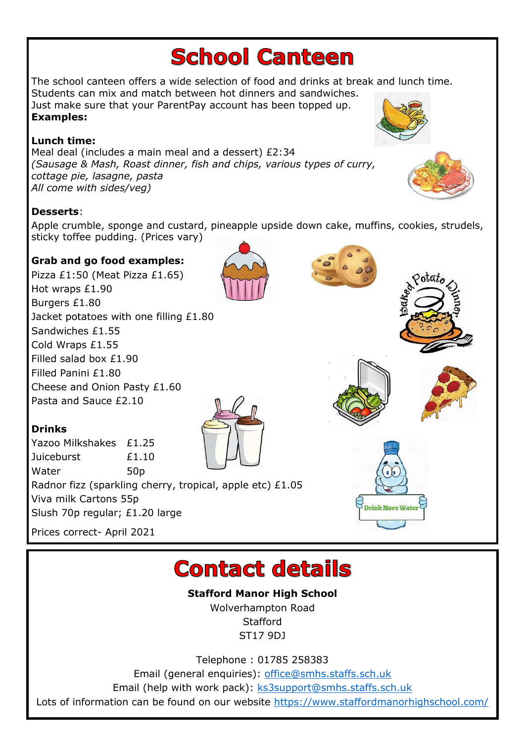# School Canteen

The school canteen offers a wide selection of food and drinks at break and lunch time. Students can mix and match between hot dinners and sandwiches. Just make sure that your ParentPay account has been topped up.
**Examples:**

**Lunch time:**
Meal deal (includes a main meal and a dessert) £2:34
*(Sausage & Mash, Roast dinner, fish and chips, various types of curry, cottage pie, lasagne, pasta
All come with sides/veg)*

**Desserts**:
Apple crumble, sponge and custard, pineapple upside down cake, muffins, cookies, strudels, sticky toffee pudding. (Prices vary)

**Grab and go food examples:**
Pizza £1:50 (Meat Pizza £1.65)
Hot wraps £1.90
Burgers £1.80
Jacket potatoes with one filling £1.80
Sandwiches £1.55
Cold Wraps £1.55
Filled salad box £1.90
Filled Panini £1.80
Cheese and Onion Pasty £1.60
Pasta and Sauce £2.10

**Drinks**
Yazoo Milkshakes £1.25
Juiceburst £1.10
Water 50p
Radnor fizz (sparkling cherry, tropical, apple etc) £1.05
Viva milk Cartons 55p
Slush 70p regular; £1.20 large

Prices correct- April 2021

# Contact details

**Stafford Manor High School**
Wolverhampton Road
Stafford
ST17 9DJ

Telephone : 01785 258383
Email (general enquiries): office@smhs.staffs.sch.uk
Email (help with work pack): ks3support@smhs.staffs.sch.uk
Lots of information can be found on our website https://www.staffordmanorhighschool.com/